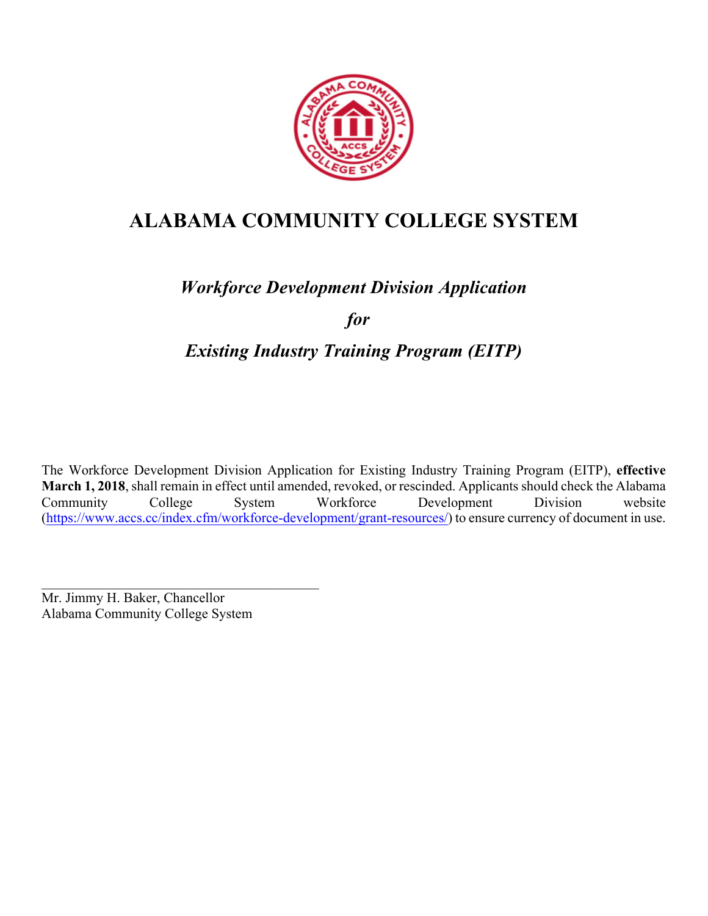# ALABAMA COMMUNITY COLLEGE SYSTEM

## *Workforce Development Division Application*

## *for*

## *Existing Industry Training Program (EITP)*

The Workforce Development Division Application for Existing Industry Training Program (EITP), **effective March 1, 2018**, shall remain in effect until amended, revoked, or rescinded. Applicants should check the Alabama Community College System Workforce Development Division website (https://www.accs.cc/index.cfm/workforce-development/grant-resources/) to ensure currency of document in use.

\_\_\_\_\_\_\_\_\_\_\_\_\_\_\_\_\_\_\_\_\_\_\_\_\_\_\_\_\_\_\_\_\_\_\_\_\_\_\_\_

Mr. Jimmy H. Baker, Chancellor
Alabama Community College System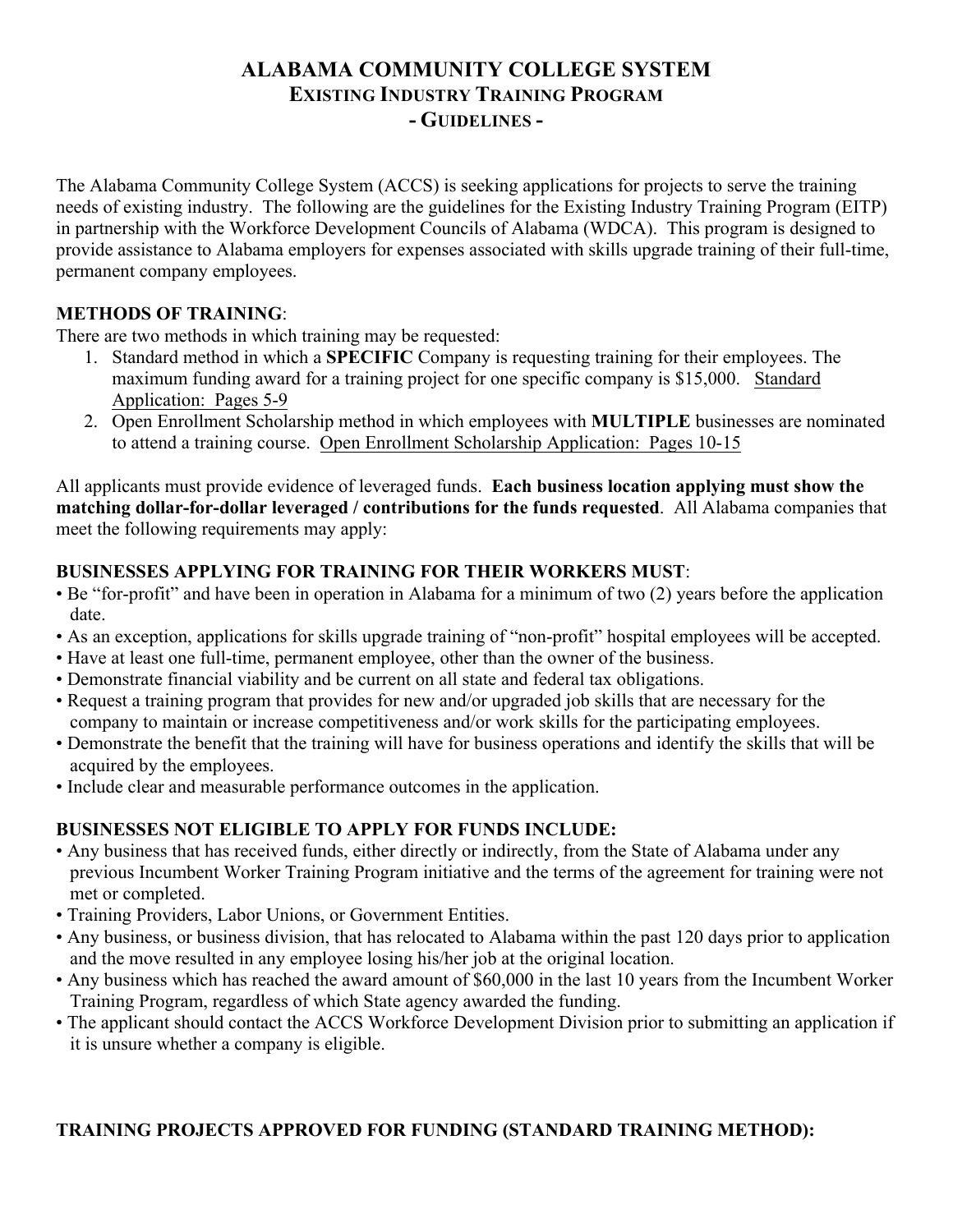# ALABAMA COMMUNITY COLLEGE SYSTEM
## EXISTING INDUSTRY TRAINING PROGRAM
## - GUIDELINES -

The Alabama Community College System (ACCS) is seeking applications for projects to serve the training needs of existing industry. The following are the guidelines for the Existing Industry Training Program (EITP) in partnership with the Workforce Development Councils of Alabama (WDCA). This program is designed to provide assistance to Alabama employers for expenses associated with skills upgrade training of their full-time, permanent company employees.

**METHODS OF TRAINING**:

There are two methods in which training may be requested:

1. Standard method in which a **SPECIFIC** Company is requesting training for their employees. The maximum funding award for a training project for one specific company is $15,000. Standard Application: Pages 5-9
2. Open Enrollment Scholarship method in which employees with **MULTIPLE** businesses are nominated to attend a training course. Open Enrollment Scholarship Application: Pages 10-15

All applicants must provide evidence of leveraged funds. **Each business location applying must show the matching dollar-for-dollar leveraged / contributions for the funds requested**. All Alabama companies that meet the following requirements may apply:

**BUSINESSES APPLYING FOR TRAINING FOR THEIR WORKERS MUST**:

- Be "for-profit" and have been in operation in Alabama for a minimum of two (2) years before the application date.
- As an exception, applications for skills upgrade training of "non-profit" hospital employees will be accepted.
- Have at least one full-time, permanent employee, other than the owner of the business.
- Demonstrate financial viability and be current on all state and federal tax obligations.
- Request a training program that provides for new and/or upgraded job skills that are necessary for the company to maintain or increase competitiveness and/or work skills for the participating employees.
- Demonstrate the benefit that the training will have for business operations and identify the skills that will be acquired by the employees.
- Include clear and measurable performance outcomes in the application.

**BUSINESSES NOT ELIGIBLE TO APPLY FOR FUNDS INCLUDE:**

- Any business that has received funds, either directly or indirectly, from the State of Alabama under any previous Incumbent Worker Training Program initiative and the terms of the agreement for training were not met or completed.
- Training Providers, Labor Unions, or Government Entities.
- Any business, or business division, that has relocated to Alabama within the past 120 days prior to application and the move resulted in any employee losing his/her job at the original location.
- Any business which has reached the award amount of $60,000 in the last 10 years from the Incumbent Worker Training Program, regardless of which State agency awarded the funding.
- The applicant should contact the ACCS Workforce Development Division prior to submitting an application if it is unsure whether a company is eligible.

**TRAINING PROJECTS APPROVED FOR FUNDING (STANDARD TRAINING METHOD):**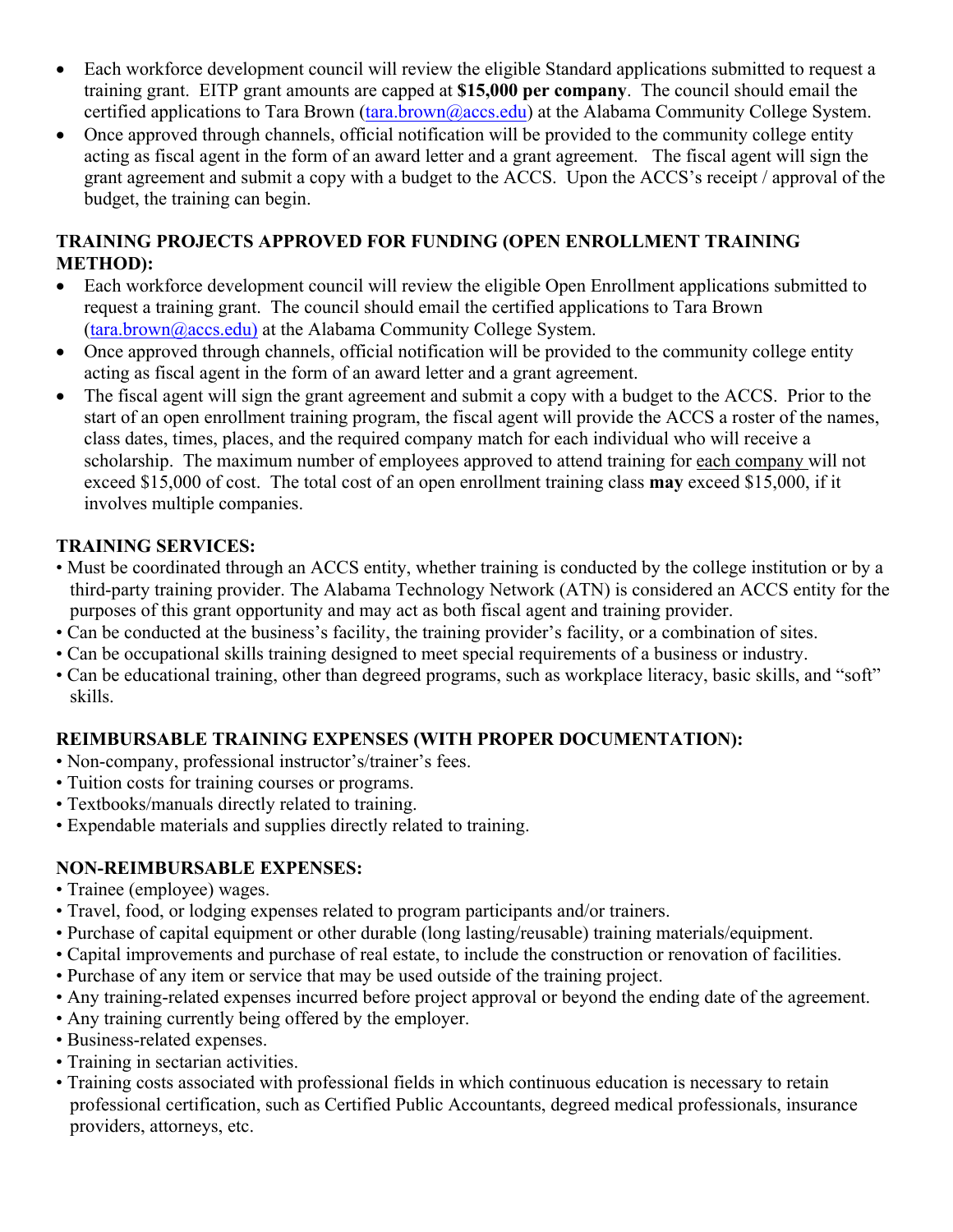- Each workforce development council will review the eligible Standard applications submitted to request a training grant. EITP grant amounts are capped at **$15,000 per company**. The council should email the certified applications to Tara Brown (tara.brown@accs.edu) at the Alabama Community College System.
- Once approved through channels, official notification will be provided to the community college entity acting as fiscal agent in the form of an award letter and a grant agreement. The fiscal agent will sign the grant agreement and submit a copy with a budget to the ACCS. Upon the ACCS's receipt / approval of the budget, the training can begin.

**TRAINING PROJECTS APPROVED FOR FUNDING (OPEN ENROLLMENT TRAINING METHOD):**

- Each workforce development council will review the eligible Open Enrollment applications submitted to request a training grant. The council should email the certified applications to Tara Brown (tara.brown@accs.edu) at the Alabama Community College System.
- Once approved through channels, official notification will be provided to the community college entity acting as fiscal agent in the form of an award letter and a grant agreement.
- The fiscal agent will sign the grant agreement and submit a copy with a budget to the ACCS. Prior to the start of an open enrollment training program, the fiscal agent will provide the ACCS a roster of the names, class dates, times, places, and the required company match for each individual who will receive a scholarship. The maximum number of employees approved to attend training for each company will not exceed $15,000 of cost. The total cost of an open enrollment training class **may** exceed $15,000, if it involves multiple companies.

**TRAINING SERVICES:**

- Must be coordinated through an ACCS entity, whether training is conducted by the college institution or by a third-party training provider. The Alabama Technology Network (ATN) is considered an ACCS entity for the purposes of this grant opportunity and may act as both fiscal agent and training provider.
- Can be conducted at the business's facility, the training provider's facility, or a combination of sites.
- Can be occupational skills training designed to meet special requirements of a business or industry.
- Can be educational training, other than degreed programs, such as workplace literacy, basic skills, and "soft" skills.

**REIMBURSABLE TRAINING EXPENSES (WITH PROPER DOCUMENTATION):**

- Non-company, professional instructor's/trainer's fees.
- Tuition costs for training courses or programs.
- Textbooks/manuals directly related to training.
- Expendable materials and supplies directly related to training.

**NON-REIMBURSABLE EXPENSES:**

- Trainee (employee) wages.
- Travel, food, or lodging expenses related to program participants and/or trainers.
- Purchase of capital equipment or other durable (long lasting/reusable) training materials/equipment.
- Capital improvements and purchase of real estate, to include the construction or renovation of facilities.
- Purchase of any item or service that may be used outside of the training project.
- Any training-related expenses incurred before project approval or beyond the ending date of the agreement.
- Any training currently being offered by the employer.
- Business-related expenses.
- Training in sectarian activities.
- Training costs associated with professional fields in which continuous education is necessary to retain professional certification, such as Certified Public Accountants, degreed medical professionals, insurance providers, attorneys, etc.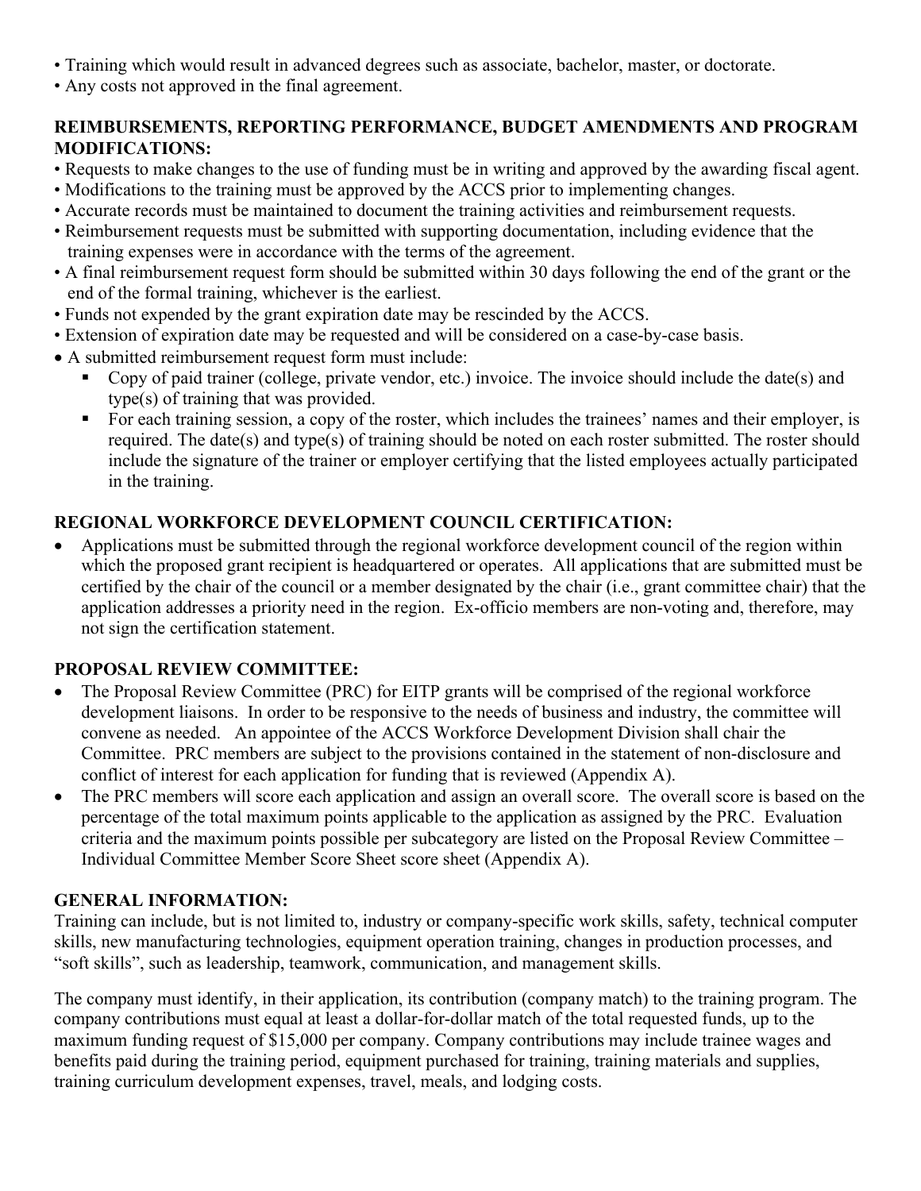- Training which would result in advanced degrees such as associate, bachelor, master, or doctorate.
- Any costs not approved in the final agreement.

**REIMBURSEMENTS, REPORTING PERFORMANCE, BUDGET AMENDMENTS AND PROGRAM MODIFICATIONS:**

- Requests to make changes to the use of funding must be in writing and approved by the awarding fiscal agent.
- Modifications to the training must be approved by the ACCS prior to implementing changes.
- Accurate records must be maintained to document the training activities and reimbursement requests.
- Reimbursement requests must be submitted with supporting documentation, including evidence that the training expenses were in accordance with the terms of the agreement.
- A final reimbursement request form should be submitted within 30 days following the end of the grant or the end of the formal training, whichever is the earliest.
- Funds not expended by the grant expiration date may be rescinded by the ACCS.
- Extension of expiration date may be requested and will be considered on a case-by-case basis.
- A submitted reimbursement request form must include:
  - Copy of paid trainer (college, private vendor, etc.) invoice. The invoice should include the date(s) and type(s) of training that was provided.
  - For each training session, a copy of the roster, which includes the trainees' names and their employer, is required. The date(s) and type(s) of training should be noted on each roster submitted. The roster should include the signature of the trainer or employer certifying that the listed employees actually participated in the training.

**REGIONAL WORKFORCE DEVELOPMENT COUNCIL CERTIFICATION:**

- Applications must be submitted through the regional workforce development council of the region within which the proposed grant recipient is headquartered or operates. All applications that are submitted must be certified by the chair of the council or a member designated by the chair (i.e., grant committee chair) that the application addresses a priority need in the region. Ex-officio members are non-voting and, therefore, may not sign the certification statement.

**PROPOSAL REVIEW COMMITTEE:**

- The Proposal Review Committee (PRC) for EITP grants will be comprised of the regional workforce development liaisons. In order to be responsive to the needs of business and industry, the committee will convene as needed. An appointee of the ACCS Workforce Development Division shall chair the Committee. PRC members are subject to the provisions contained in the statement of non-disclosure and conflict of interest for each application for funding that is reviewed (Appendix A).
- The PRC members will score each application and assign an overall score. The overall score is based on the percentage of the total maximum points applicable to the application as assigned by the PRC. Evaluation criteria and the maximum points possible per subcategory are listed on the Proposal Review Committee – Individual Committee Member Score Sheet score sheet (Appendix A).

**GENERAL INFORMATION:**

Training can include, but is not limited to, industry or company-specific work skills, safety, technical computer skills, new manufacturing technologies, equipment operation training, changes in production processes, and "soft skills", such as leadership, teamwork, communication, and management skills.

The company must identify, in their application, its contribution (company match) to the training program. The company contributions must equal at least a dollar-for-dollar match of the total requested funds, up to the maximum funding request of $15,000 per company. Company contributions may include trainee wages and benefits paid during the training period, equipment purchased for training, training materials and supplies, training curriculum development expenses, travel, meals, and lodging costs.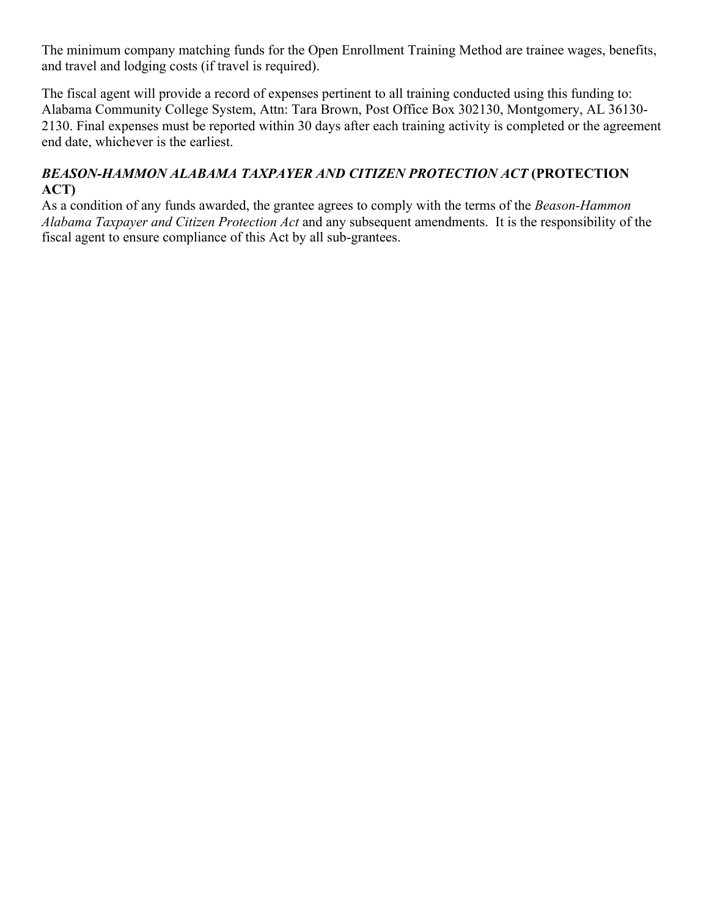The minimum company matching funds for the Open Enrollment Training Method are trainee wages, benefits, and travel and lodging costs (if travel is required).

The fiscal agent will provide a record of expenses pertinent to all training conducted using this funding to: Alabama Community College System, Attn: Tara Brown, Post Office Box 302130, Montgomery, AL 36130-2130. Final expenses must be reported within 30 days after each training activity is completed or the agreement end date, whichever is the earliest.

### ***BEASON-HAMMON ALABAMA TAXPAYER AND CITIZEN PROTECTION ACT*** **(PROTECTION ACT)**

As a condition of any funds awarded, the grantee agrees to comply with the terms of the *Beason-Hammon Alabama Taxpayer and Citizen Protection Act* and any subsequent amendments. It is the responsibility of the fiscal agent to ensure compliance of this Act by all sub-grantees.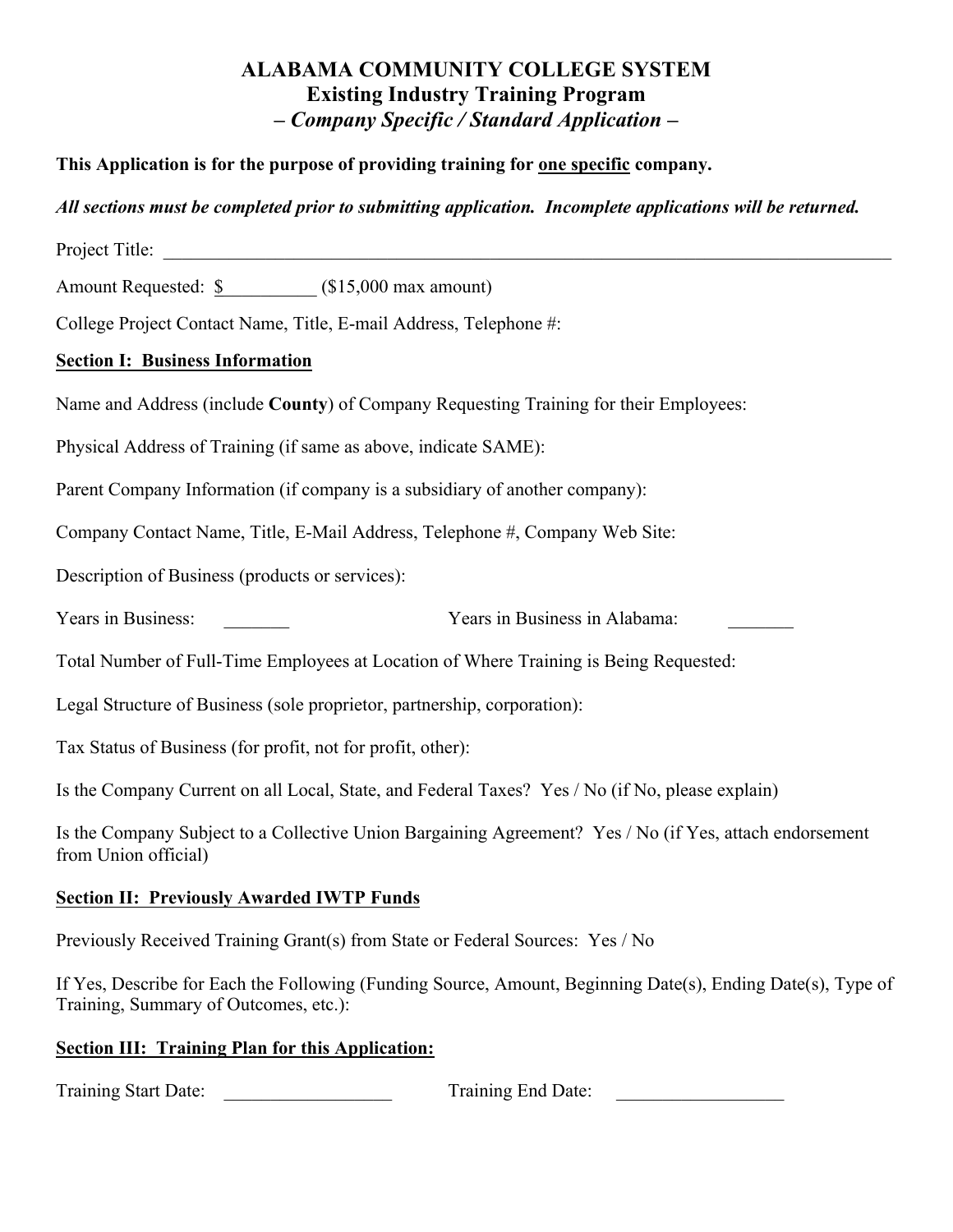# ALABAMA COMMUNITY COLLEGE SYSTEM
## Existing Industry Training Program
### *– Company Specific / Standard Application –*

**This Application is for the purpose of providing training for one specific company.**

***All sections must be completed prior to submitting application. Incomplete applications will be returned.***

Project Title: ____________________________________________________________

Amount Requested: $__________ ($15,000 max amount)

College Project Contact Name, Title, E-mail Address, Telephone #:

**Section I: Business Information**

Name and Address (include **County**) of Company Requesting Training for their Employees:

Physical Address of Training (if same as above, indicate SAME):

Parent Company Information (if company is a subsidiary of another company):

Company Contact Name, Title, E-Mail Address, Telephone #, Company Web Site:

Description of Business (products or services):

Years in Business: _______ Years in Business in Alabama: _______

Total Number of Full-Time Employees at Location of Where Training is Being Requested:

Legal Structure of Business (sole proprietor, partnership, corporation):

Tax Status of Business (for profit, not for profit, other):

Is the Company Current on all Local, State, and Federal Taxes? Yes / No (if No, please explain)

Is the Company Subject to a Collective Union Bargaining Agreement? Yes / No (if Yes, attach endorsement from Union official)

**Section II: Previously Awarded IWTP Funds**

Previously Received Training Grant(s) from State or Federal Sources: Yes / No

If Yes, Describe for Each the Following (Funding Source, Amount, Beginning Date(s), Ending Date(s), Type of Training, Summary of Outcomes, etc.):

**Section III: Training Plan for this Application:**

Training Start Date: _________________ Training End Date: _________________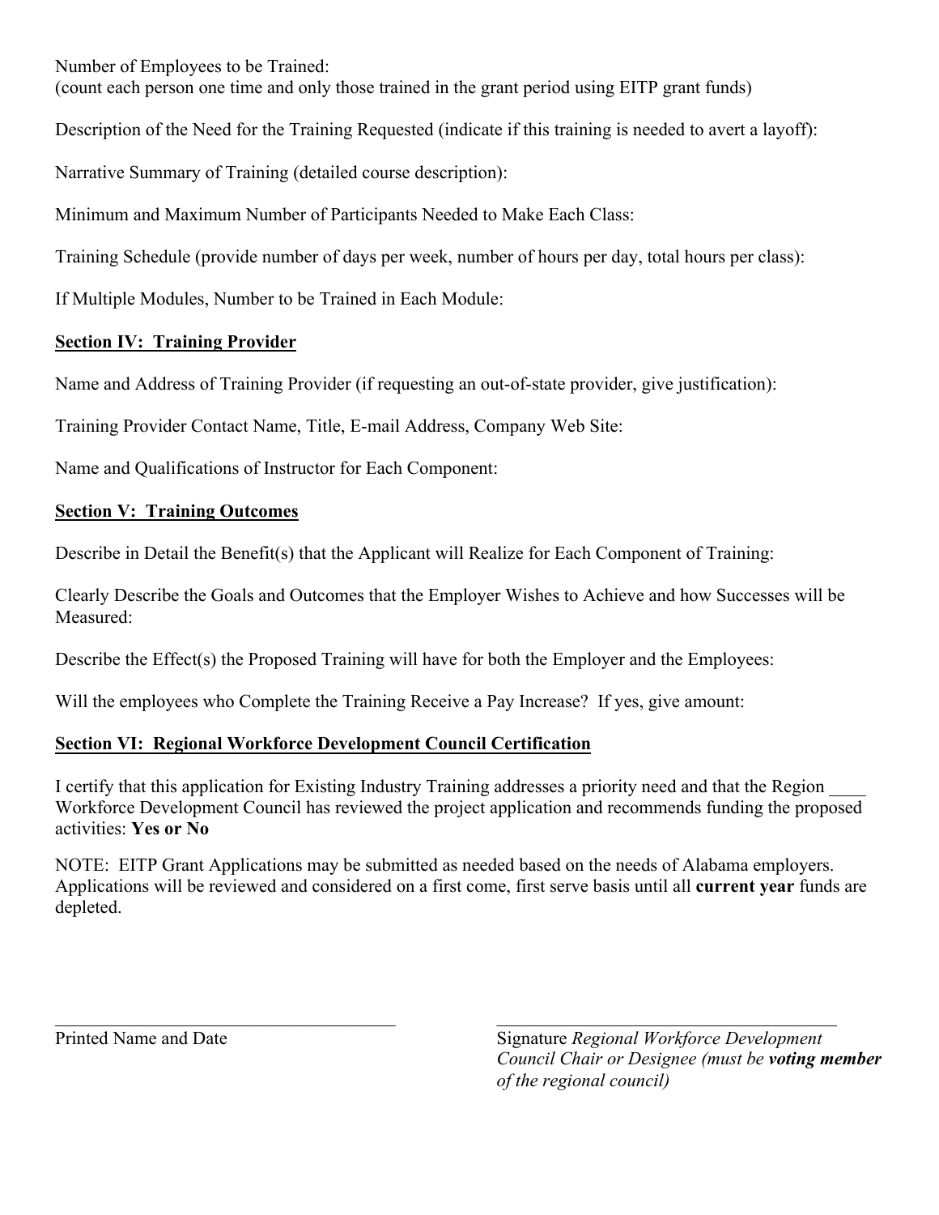Number of Employees to be Trained:
(count each person one time and only those trained in the grant period using EITP grant funds)

Description of the Need for the Training Requested (indicate if this training is needed to avert a layoff):

Narrative Summary of Training (detailed course description):

Minimum and Maximum Number of Participants Needed to Make Each Class:

Training Schedule (provide number of days per week, number of hours per day, total hours per class):

If Multiple Modules, Number to be Trained in Each Module:

## Section IV: Training Provider

Name and Address of Training Provider (if requesting an out-of-state provider, give justification):

Training Provider Contact Name, Title, E-mail Address, Company Web Site:

Name and Qualifications of Instructor for Each Component:

## Section V: Training Outcomes

Describe in Detail the Benefit(s) that the Applicant will Realize for Each Component of Training:

Clearly Describe the Goals and Outcomes that the Employer Wishes to Achieve and how Successes will be Measured:

Describe the Effect(s) the Proposed Training will have for both the Employer and the Employees:

Will the employees who Complete the Training Receive a Pay Increase? If yes, give amount:

## Section VI: Regional Workforce Development Council Certification

I certify that this application for Existing Industry Training addresses a priority need and that the Region ____ Workforce Development Council has reviewed the project application and recommends funding the proposed activities: **Yes or No**

NOTE: EITP Grant Applications may be submitted as needed based on the needs of Alabama employers. Applications will be reviewed and considered on a first come, first serve basis until all **current year** funds are depleted.

_______________________________________

Printed Name and Date

_______________________________________

Signature *Regional Workforce Development Council Chair or Designee (must be* ***voting member*** *of the regional council)*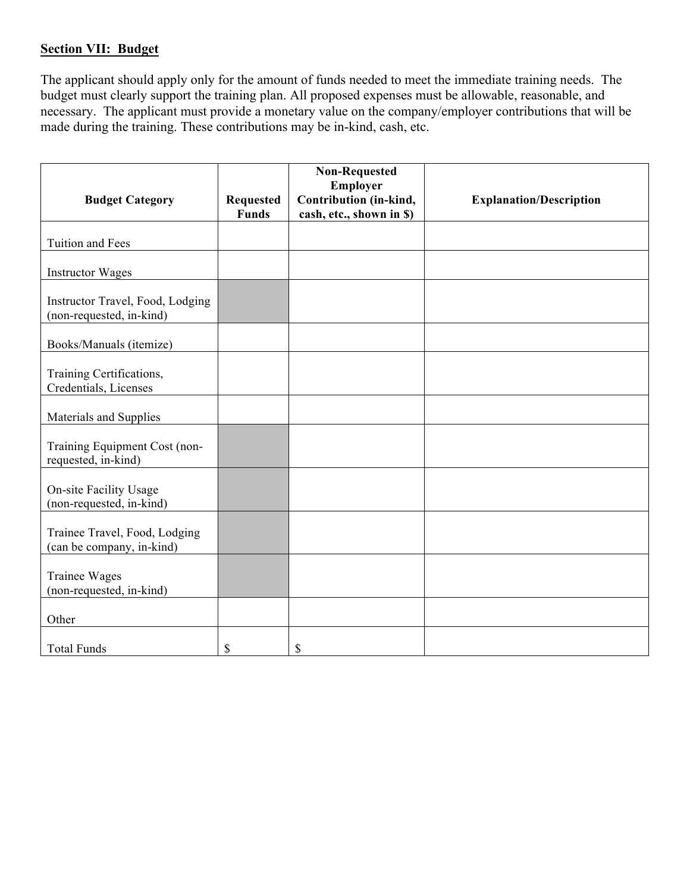## Section VII: Budget

The applicant should apply only for the amount of funds needed to meet the immediate training needs. The budget must clearly support the training plan. All proposed expenses must be allowable, reasonable, and necessary. The applicant must provide a monetary value on the company/employer contributions that will be made during the training. These contributions may be in-kind, cash, etc.

| Budget Category | Requested Funds | Non-Requested Employer Contribution (in-kind, cash, etc., shown in $) | Explanation/Description |
|---|---|---|---|
| Tuition and Fees | | | |
| Instructor Wages | | | |
| Instructor Travel, Food, Lodging (non-requested, in-kind) | | | |
| Books/Manuals (itemize) | | | |
| Training Certifications, Credentials, Licenses | | | |
| Materials and Supplies | | | |
| Training Equipment Cost (non-requested, in-kind) | | | |
| On-site Facility Usage (non-requested, in-kind) | | | |
| Trainee Travel, Food, Lodging (can be company, in-kind) | | | |
| Trainee Wages (non-requested, in-kind) | | | |
| Other | | | |
| Total Funds | $ | $ | |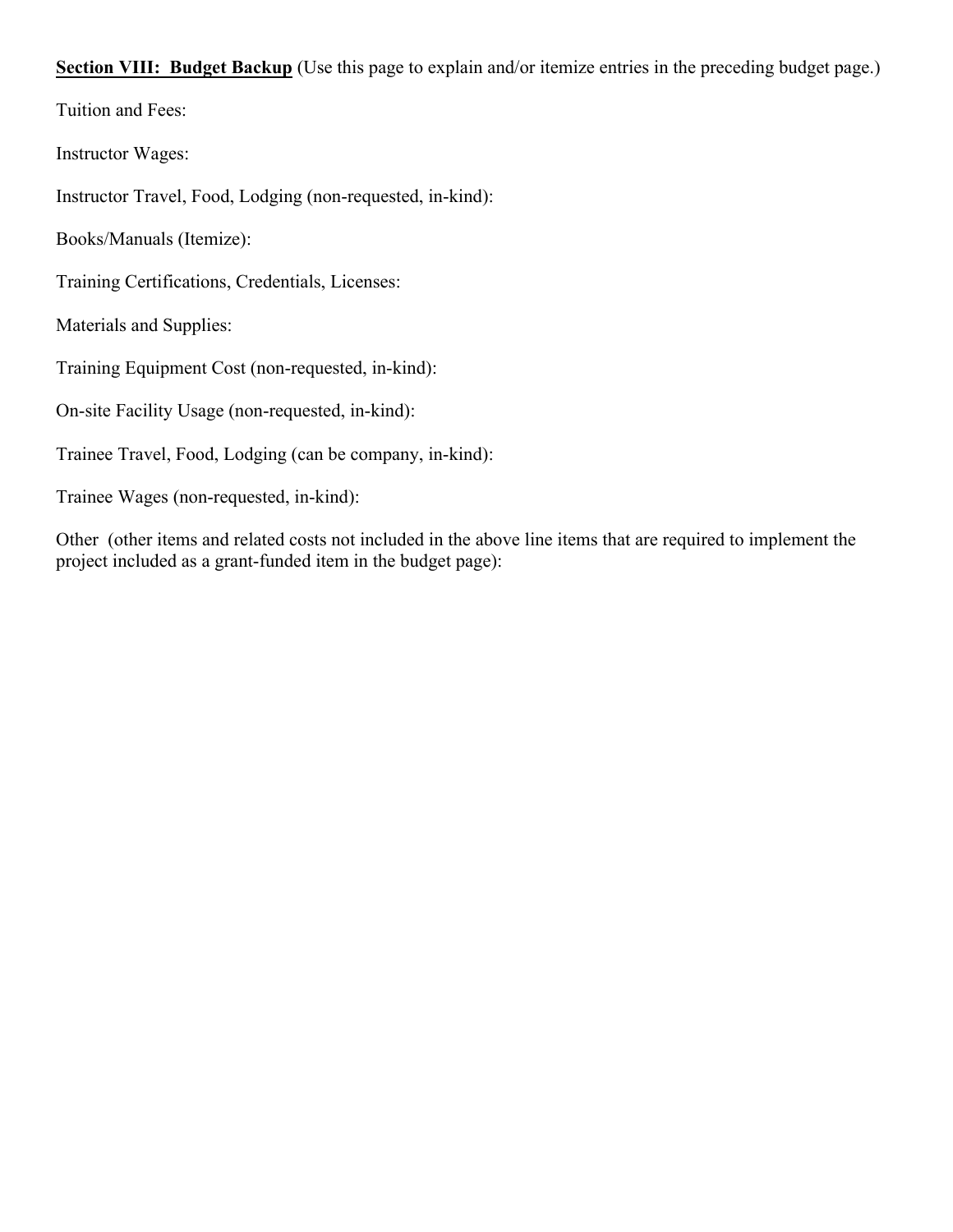**<u>Section VIII: Budget Backup</u>** (Use this page to explain and/or itemize entries in the preceding budget page.)

Tuition and Fees:

Instructor Wages:

Instructor Travel, Food, Lodging (non-requested, in-kind):

Books/Manuals (Itemize):

Training Certifications, Credentials, Licenses:

Materials and Supplies:

Training Equipment Cost (non-requested, in-kind):

On-site Facility Usage (non-requested, in-kind):

Trainee Travel, Food, Lodging (can be company, in-kind):

Trainee Wages (non-requested, in-kind):

Other (other items and related costs not included in the above line items that are required to implement the project included as a grant-funded item in the budget page):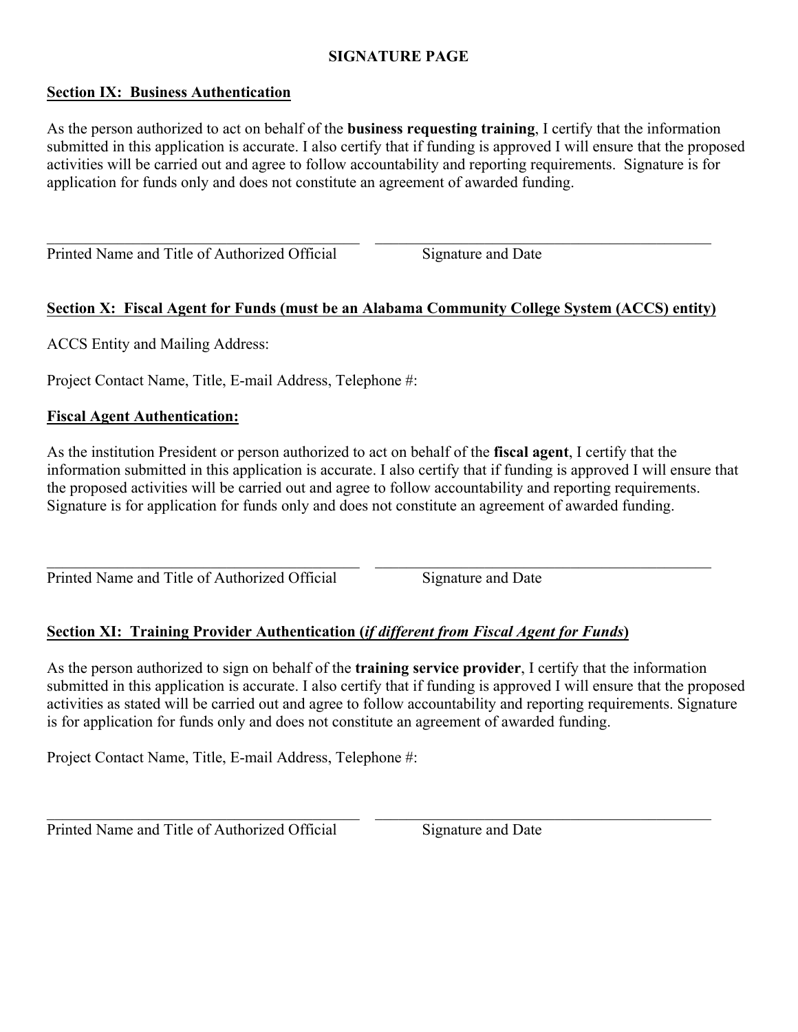## SIGNATURE PAGE

### Section IX: Business Authentication

As the person authorized to act on behalf of the **business requesting training**, I certify that the information submitted in this application is accurate. I also certify that if funding is approved I will ensure that the proposed activities will be carried out and agree to follow accountability and reporting requirements. Signature is for application for funds only and does not constitute an agreement of awarded funding.

\_\_\_\_\_\_\_\_\_\_\_\_\_\_\_\_\_\_\_\_\_\_\_\_\_\_\_\_\_\_\_\_\_\_\_\_\_\_\_\_ \_\_\_\_\_\_\_\_\_\_\_\_\_\_\_\_\_\_\_\_\_\_\_\_\_\_\_\_\_\_\_\_\_\_\_\_\_\_\_\_\_\_\_
Printed Name and Title of Authorized Official Signature and Date

### Section X: Fiscal Agent for Funds (must be an Alabama Community College System (ACCS) entity)

ACCS Entity and Mailing Address:

Project Contact Name, Title, E-mail Address, Telephone #:

### Fiscal Agent Authentication:

As the institution President or person authorized to act on behalf of the **fiscal agent**, I certify that the information submitted in this application is accurate. I also certify that if funding is approved I will ensure that the proposed activities will be carried out and agree to follow accountability and reporting requirements. Signature is for application for funds only and does not constitute an agreement of awarded funding.

\_\_\_\_\_\_\_\_\_\_\_\_\_\_\_\_\_\_\_\_\_\_\_\_\_\_\_\_\_\_\_\_\_\_\_\_\_\_\_\_ \_\_\_\_\_\_\_\_\_\_\_\_\_\_\_\_\_\_\_\_\_\_\_\_\_\_\_\_\_\_\_\_\_\_\_\_\_\_\_\_\_\_\_
Printed Name and Title of Authorized Official Signature and Date

### Section XI: Training Provider Authentication (*if different from Fiscal Agent for Funds*)

As the person authorized to sign on behalf of the **training service provider**, I certify that the information submitted in this application is accurate. I also certify that if funding is approved I will ensure that the proposed activities as stated will be carried out and agree to follow accountability and reporting requirements. Signature is for application for funds only and does not constitute an agreement of awarded funding.

Project Contact Name, Title, E-mail Address, Telephone #:

\_\_\_\_\_\_\_\_\_\_\_\_\_\_\_\_\_\_\_\_\_\_\_\_\_\_\_\_\_\_\_\_\_\_\_\_\_\_\_\_ \_\_\_\_\_\_\_\_\_\_\_\_\_\_\_\_\_\_\_\_\_\_\_\_\_\_\_\_\_\_\_\_\_\_\_\_\_\_\_\_\_\_\_
Printed Name and Title of Authorized Official Signature and Date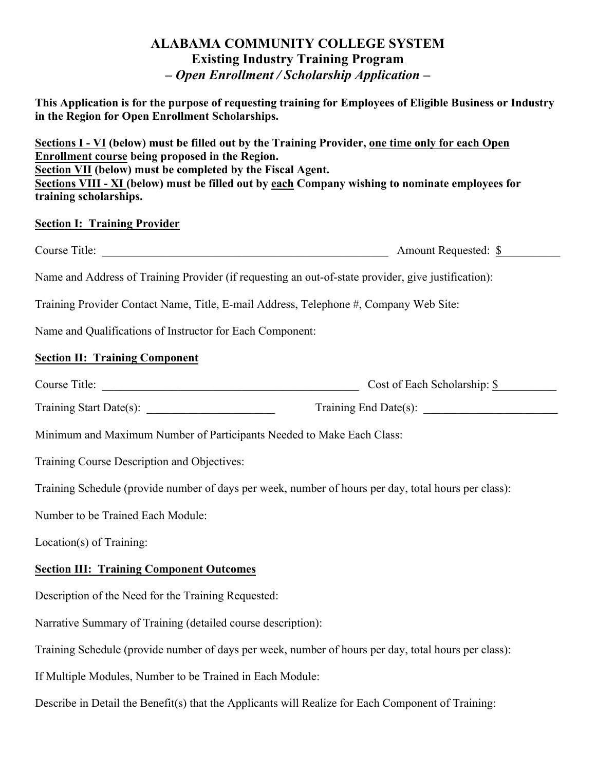# ALABAMA COMMUNITY COLLEGE SYSTEM
## Existing Industry Training Program
### *– Open Enrollment / Scholarship Application –*

**This Application is for the purpose of requesting training for Employees of Eligible Business or Industry in the Region for Open Enrollment Scholarships.**

**<u>Sections I - VI</u> (below) must be filled out by the Training Provider, <u>one time only for each Open Enrollment course</u> being proposed in the Region.**
**<u>Section VII</u> (below) must be completed by the Fiscal Agent.**
**<u>Sections VIII - XI</u> (below) must be filled out by <u>each</u> Company wishing to nominate employees for training scholarships.**

**<u>Section I: Training Provider</u>**

Course Title: ____________________________________________________ Amount Requested: $__________

Name and Address of Training Provider (if requesting an out-of-state provider, give justification):

Training Provider Contact Name, Title, E-mail Address, Telephone #, Company Web Site:

Name and Qualifications of Instructor for Each Component:

**<u>Section II: Training Component</u>**

Course Title: ______________________________________________ Cost of Each Scholarship: $__________

Training Start Date(s): ______________________ Training End Date(s): _______________________

Minimum and Maximum Number of Participants Needed to Make Each Class:

Training Course Description and Objectives:

Training Schedule (provide number of days per week, number of hours per day, total hours per class):

Number to be Trained Each Module:

Location(s) of Training:

**<u>Section III: Training Component Outcomes</u>**

Description of the Need for the Training Requested:

Narrative Summary of Training (detailed course description):

Training Schedule (provide number of days per week, number of hours per day, total hours per class):

If Multiple Modules, Number to be Trained in Each Module:

Describe in Detail the Benefit(s) that the Applicants will Realize for Each Component of Training: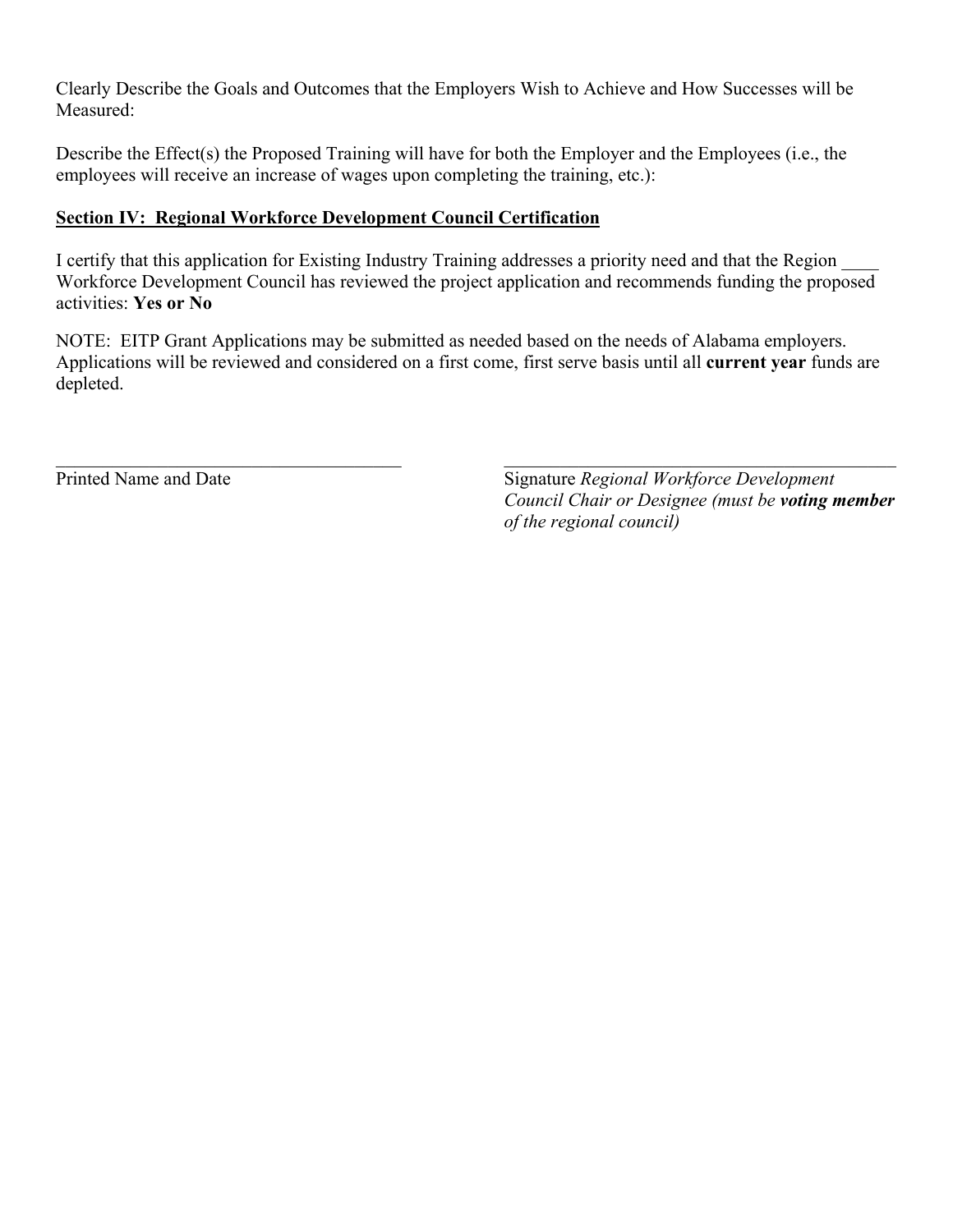Clearly Describe the Goals and Outcomes that the Employers Wish to Achieve and How Successes will be Measured:

Describe the Effect(s) the Proposed Training will have for both the Employer and the Employees (i.e., the employees will receive an increase of wages upon completing the training, etc.):

**Section IV: Regional Workforce Development Council Certification**

I certify that this application for Existing Industry Training addresses a priority need and that the Region ____ Workforce Development Council has reviewed the project application and recommends funding the proposed activities: **Yes or No**

NOTE: EITP Grant Applications may be submitted as needed based on the needs of Alabama employers. Applications will be reviewed and considered on a first come, first serve basis until all **current year** funds are depleted.

\_\_\_\_\_\_\_\_\_\_\_\_\_\_\_\_\_\_\_\_\_\_\_\_\_\_\_\_\_\_\_\_\_\_\_\_\_\_
Printed Name and Date

\_\_\_\_\_\_\_\_\_\_\_\_\_\_\_\_\_\_\_\_\_\_\_\_\_\_\_\_\_\_\_\_\_\_\_\_\_\_
Signature *Regional Workforce Development Council Chair or Designee (must be **voting member** of the regional council)*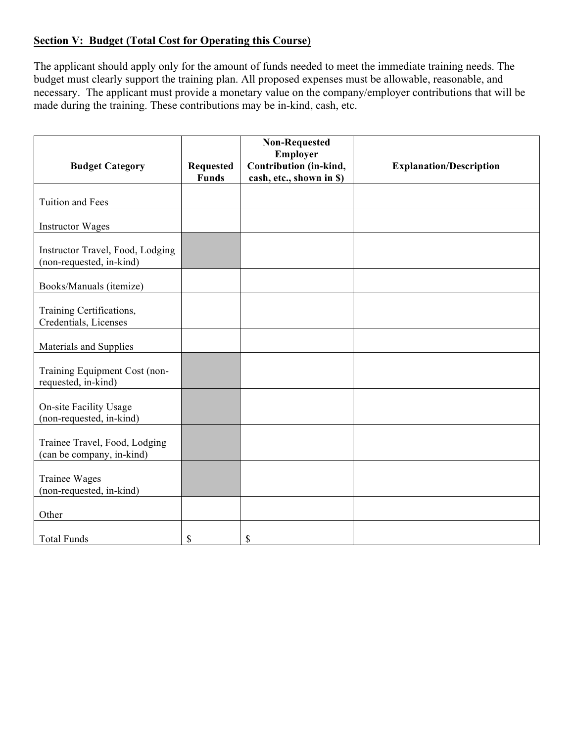**Section V: Budget (Total Cost for Operating this Course)**

The applicant should apply only for the amount of funds needed to meet the immediate training needs. The budget must clearly support the training plan. All proposed expenses must be allowable, reasonable, and necessary. The applicant must provide a monetary value on the company/employer contributions that will be made during the training. These contributions may be in-kind, cash, etc.

| Budget Category | Requested Funds | Non-Requested Employer Contribution (in-kind, cash, etc., shown in $) | Explanation/Description |
| --- | --- | --- | --- |
| Tuition and Fees | | | |
| Instructor Wages | | | |
| Instructor Travel, Food, Lodging (non-requested, in-kind) | | | |
| Books/Manuals (itemize) | | | |
| Training Certifications, Credentials, Licenses | | | |
| Materials and Supplies | | | |
| Training Equipment Cost (non-requested, in-kind) | | | |
| On-site Facility Usage (non-requested, in-kind) | | | |
| Trainee Travel, Food, Lodging (can be company, in-kind) | | | |
| Trainee Wages (non-requested, in-kind) | | | |
| Other | | | |
| Total Funds | $ | $ | |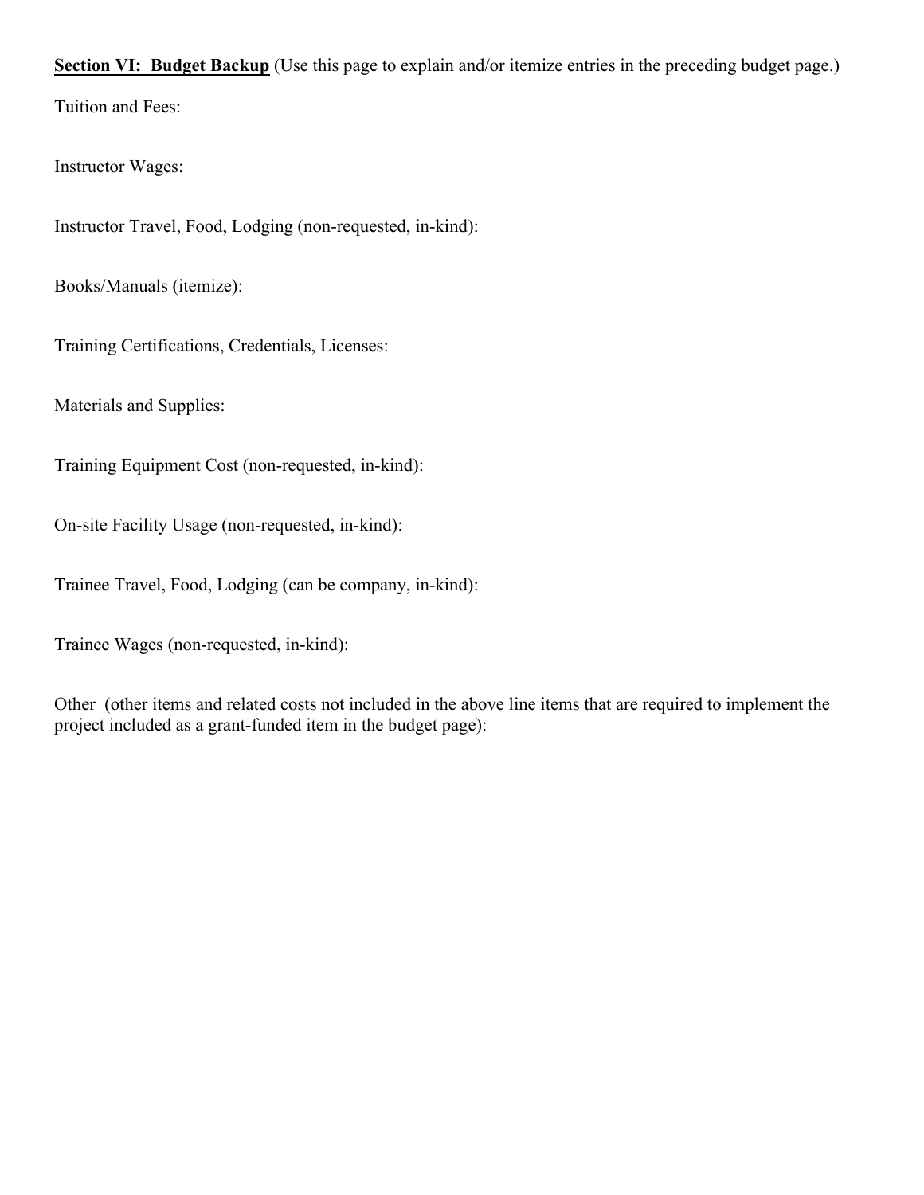**<u>Section VI: Budget Backup</u>** (Use this page to explain and/or itemize entries in the preceding budget page.)

Tuition and Fees:

Instructor Wages:

Instructor Travel, Food, Lodging (non-requested, in-kind):

Books/Manuals (itemize):

Training Certifications, Credentials, Licenses:

Materials and Supplies:

Training Equipment Cost (non-requested, in-kind):

On-site Facility Usage (non-requested, in-kind):

Trainee Travel, Food, Lodging (can be company, in-kind):

Trainee Wages (non-requested, in-kind):

Other (other items and related costs not included in the above line items that are required to implement the project included as a grant-funded item in the budget page):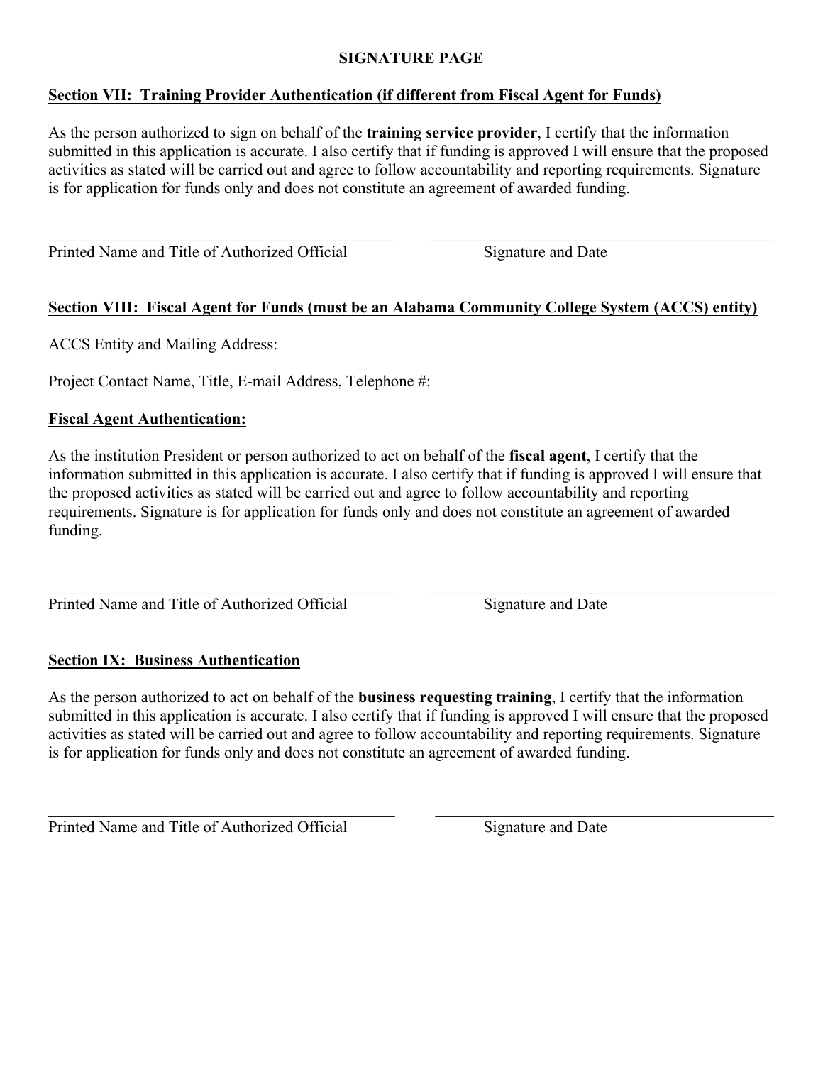**SIGNATURE PAGE**

**<u>Section VII: Training Provider Authentication (if different from Fiscal Agent for Funds)</u>**

As the person authorized to sign on behalf of the **training service provider**, I certify that the information submitted in this application is accurate. I also certify that if funding is approved I will ensure that the proposed activities as stated will be carried out and agree to follow accountability and reporting requirements. Signature is for application for funds only and does not constitute an agreement of awarded funding.

| \_\_\_\_\_\_\_\_\_\_\_\_\_\_\_\_\_\_\_\_\_\_\_\_\_\_\_\_\_\_\_\_\_\_\_\_ | \_\_\_\_\_\_\_\_\_\_\_\_\_\_\_\_\_\_\_\_\_\_\_\_\_\_\_\_\_\_\_\_\_\_\_\_ |
| --- | --- |
| Printed Name and Title of Authorized Official | Signature and Date |

**<u>Section VIII: Fiscal Agent for Funds (must be an Alabama Community College System (ACCS) entity)</u>**

ACCS Entity and Mailing Address:

Project Contact Name, Title, E-mail Address, Telephone #:

**<u>Fiscal Agent Authentication:</u>**

As the institution President or person authorized to act on behalf of the **fiscal agent**, I certify that the information submitted in this application is accurate. I also certify that if funding is approved I will ensure that the proposed activities as stated will be carried out and agree to follow accountability and reporting requirements. Signature is for application for funds only and does not constitute an agreement of awarded funding.

| \_\_\_\_\_\_\_\_\_\_\_\_\_\_\_\_\_\_\_\_\_\_\_\_\_\_\_\_\_\_\_\_\_\_\_\_ | \_\_\_\_\_\_\_\_\_\_\_\_\_\_\_\_\_\_\_\_\_\_\_\_\_\_\_\_\_\_\_\_\_\_\_\_ |
| --- | --- |
| Printed Name and Title of Authorized Official | Signature and Date |

**<u>Section IX: Business Authentication</u>**

As the person authorized to act on behalf of the **business requesting training**, I certify that the information submitted in this application is accurate. I also certify that if funding is approved I will ensure that the proposed activities as stated will be carried out and agree to follow accountability and reporting requirements. Signature is for application for funds only and does not constitute an agreement of awarded funding.

| \_\_\_\_\_\_\_\_\_\_\_\_\_\_\_\_\_\_\_\_\_\_\_\_\_\_\_\_\_\_\_\_\_\_\_\_ | \_\_\_\_\_\_\_\_\_\_\_\_\_\_\_\_\_\_\_\_\_\_\_\_\_\_\_\_\_\_\_\_\_\_\_\_ |
| --- | --- |
| Printed Name and Title of Authorized Official | Signature and Date |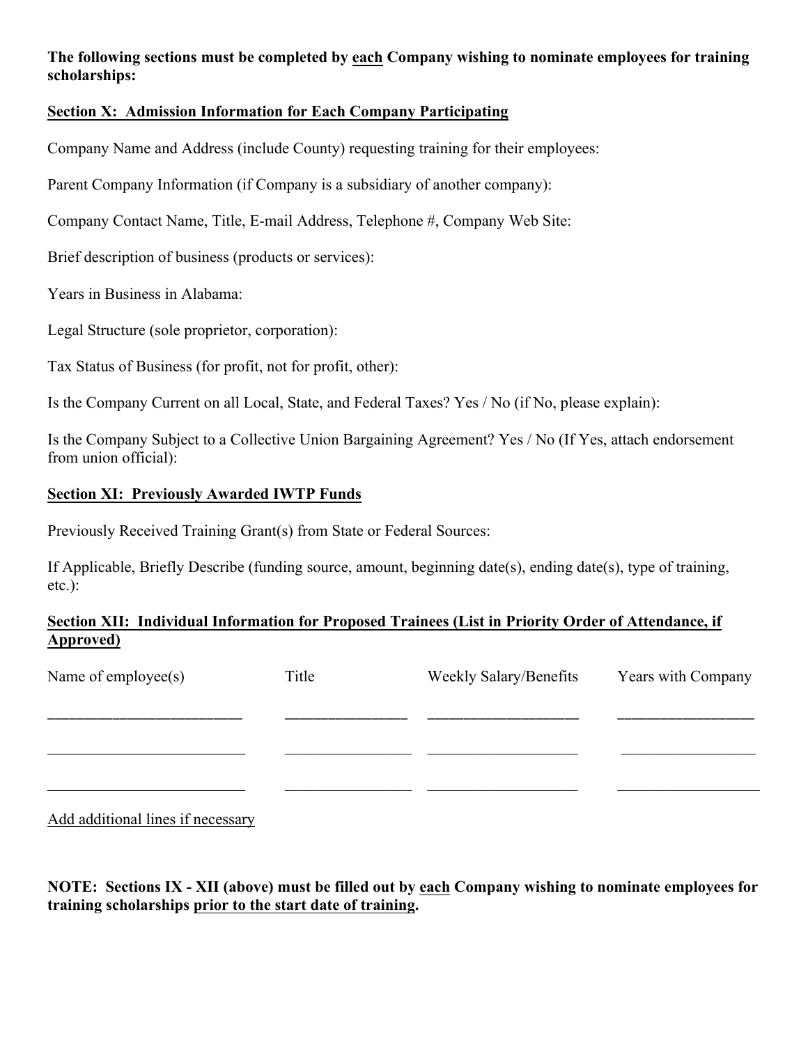**The following sections must be completed by <u>each</u> Company wishing to nominate employees for training scholarships:**

**<u>Section X: Admission Information for Each Company Participating</u>**

Company Name and Address (include County) requesting training for their employees:

Parent Company Information (if Company is a subsidiary of another company):

Company Contact Name, Title, E-mail Address, Telephone #, Company Web Site:

Brief description of business (products or services):

Years in Business in Alabama:

Legal Structure (sole proprietor, corporation):

Tax Status of Business (for profit, not for profit, other):

Is the Company Current on all Local, State, and Federal Taxes? Yes / No (if No, please explain):

Is the Company Subject to a Collective Union Bargaining Agreement? Yes / No (If Yes, attach endorsement from union official):

**<u>Section XI: Previously Awarded IWTP Funds</u>**

Previously Received Training Grant(s) from State or Federal Sources:

If Applicable, Briefly Describe (funding source, amount, beginning date(s), ending date(s), type of training, etc.):

**<u>Section XII: Individual Information for Proposed Trainees (List in Priority Order of Attendance, if Approved)</u>**

| Name of employee(s) | Title | Weekly Salary/Benefits | Years with Company |
|---|---|---|---|
| ________________________ | _______________ | __________________ | ________________ |
| ________________________ | _______________ | __________________ | ________________ |
| ________________________ | _______________ | __________________ | ________________ |

<u>Add additional lines if necessary</u>

**NOTE: Sections IX - XII (above) must be filled out by <u>each</u> Company wishing to nominate employees for training scholarships <u>prior to the start date of training</u>.**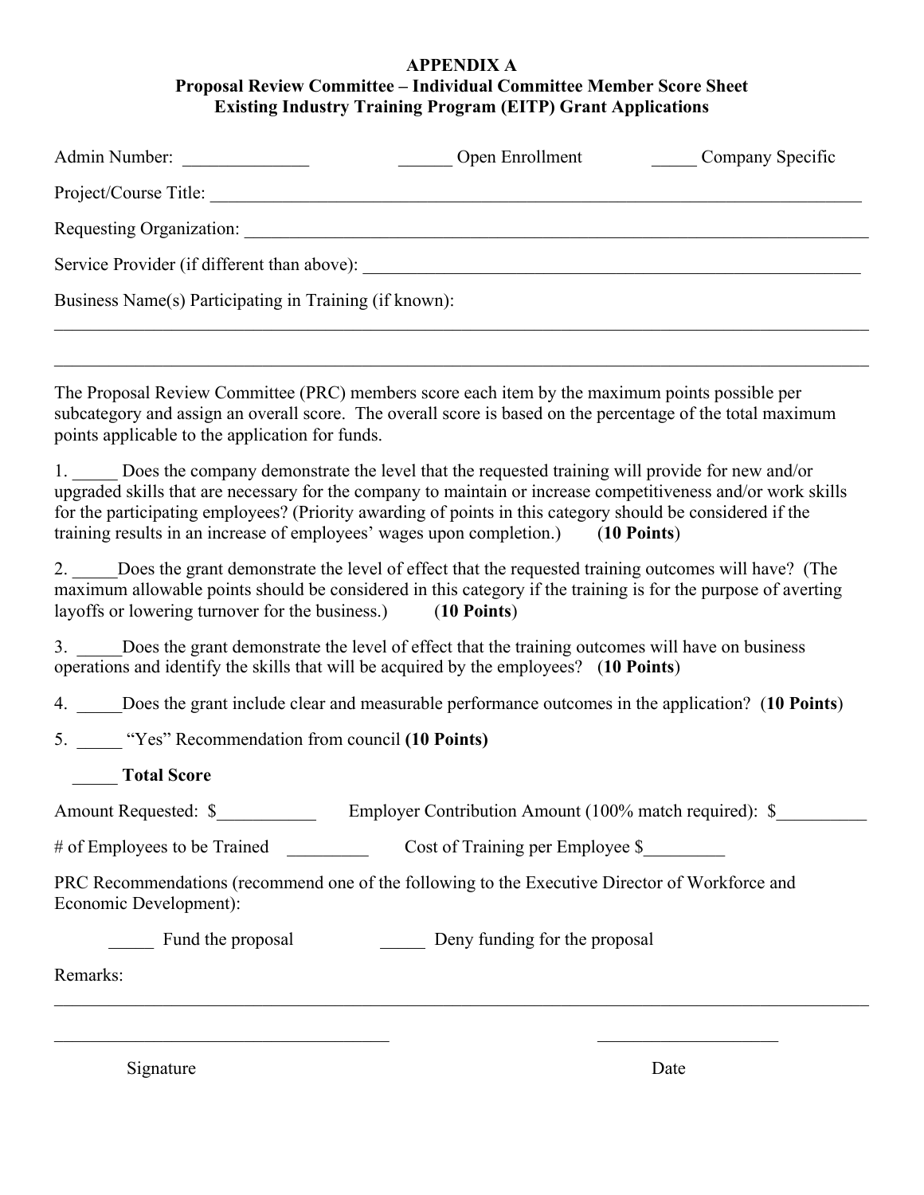**APPENDIX A**
**Proposal Review Committee – Individual Committee Member Score Sheet**
**Existing Industry Training Program (EITP) Grant Applications**

Admin Number: ______________ ______ Open Enrollment _____ Company Specific

Project/Course Title: ____________________________________________________________________________

Requesting Organization: _________________________________________________________________________

Service Provider (if different than above): ___________________________________________________________

Business Name(s) Participating in Training (if known):

______________________________________________________________________________________________

______________________________________________________________________________________________

The Proposal Review Committee (PRC) members score each item by the maximum points possible per subcategory and assign an overall score. The overall score is based on the percentage of the total maximum points applicable to the application for funds.

1. _____ Does the company demonstrate the level that the requested training will provide for new and/or upgraded skills that are necessary for the company to maintain or increase competitiveness and/or work skills for the participating employees? (Priority awarding of points in this category should be considered if the training results in an increase of employees' wages upon completion.) (**10 Points**)

2. _____Does the grant demonstrate the level of effect that the requested training outcomes will have? (The maximum allowable points should be considered in this category if the training is for the purpose of averting layoffs or lowering turnover for the business.) (**10 Points**)

3. _____Does the grant demonstrate the level of effect that the training outcomes will have on business operations and identify the skills that will be acquired by the employees? (**10 Points**)

4. _____Does the grant include clear and measurable performance outcomes in the application? (**10 Points**)

5. _____ "Yes" Recommendation from council **(10 Points)**

_____ **Total Score**

Amount Requested: $___________ Employer Contribution Amount (100% match required): $__________

# of Employees to be Trained _________ Cost of Training per Employee $_________

PRC Recommendations (recommend one of the following to the Executive Director of Workforce and Economic Development):

_____ Fund the proposal _____ Deny funding for the proposal

Remarks:

______________________________________________________________________________________________

______________________________________ ____________________

Signature Date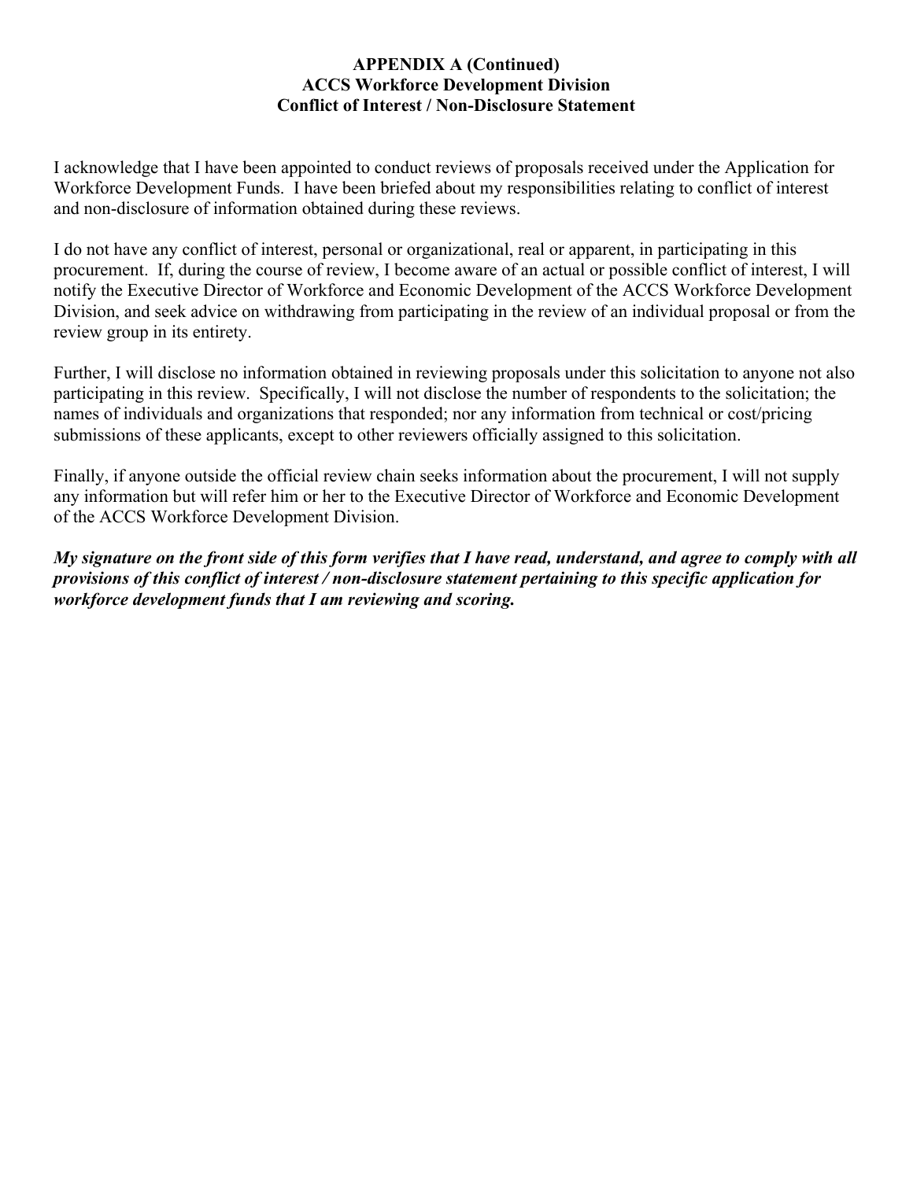**APPENDIX A (Continued)**
**ACCS Workforce Development Division**
**Conflict of Interest / Non-Disclosure Statement**

I acknowledge that I have been appointed to conduct reviews of proposals received under the Application for Workforce Development Funds. I have been briefed about my responsibilities relating to conflict of interest and non-disclosure of information obtained during these reviews.

I do not have any conflict of interest, personal or organizational, real or apparent, in participating in this procurement. If, during the course of review, I become aware of an actual or possible conflict of interest, I will notify the Executive Director of Workforce and Economic Development of the ACCS Workforce Development Division, and seek advice on withdrawing from participating in the review of an individual proposal or from the review group in its entirety.

Further, I will disclose no information obtained in reviewing proposals under this solicitation to anyone not also participating in this review. Specifically, I will not disclose the number of respondents to the solicitation; the names of individuals and organizations that responded; nor any information from technical or cost/pricing submissions of these applicants, except to other reviewers officially assigned to this solicitation.

Finally, if anyone outside the official review chain seeks information about the procurement, I will not supply any information but will refer him or her to the Executive Director of Workforce and Economic Development of the ACCS Workforce Development Division.

***My signature on the front side of this form verifies that I have read, understand, and agree to comply with all provisions of this conflict of interest / non-disclosure statement pertaining to this specific application for workforce development funds that I am reviewing and scoring.***